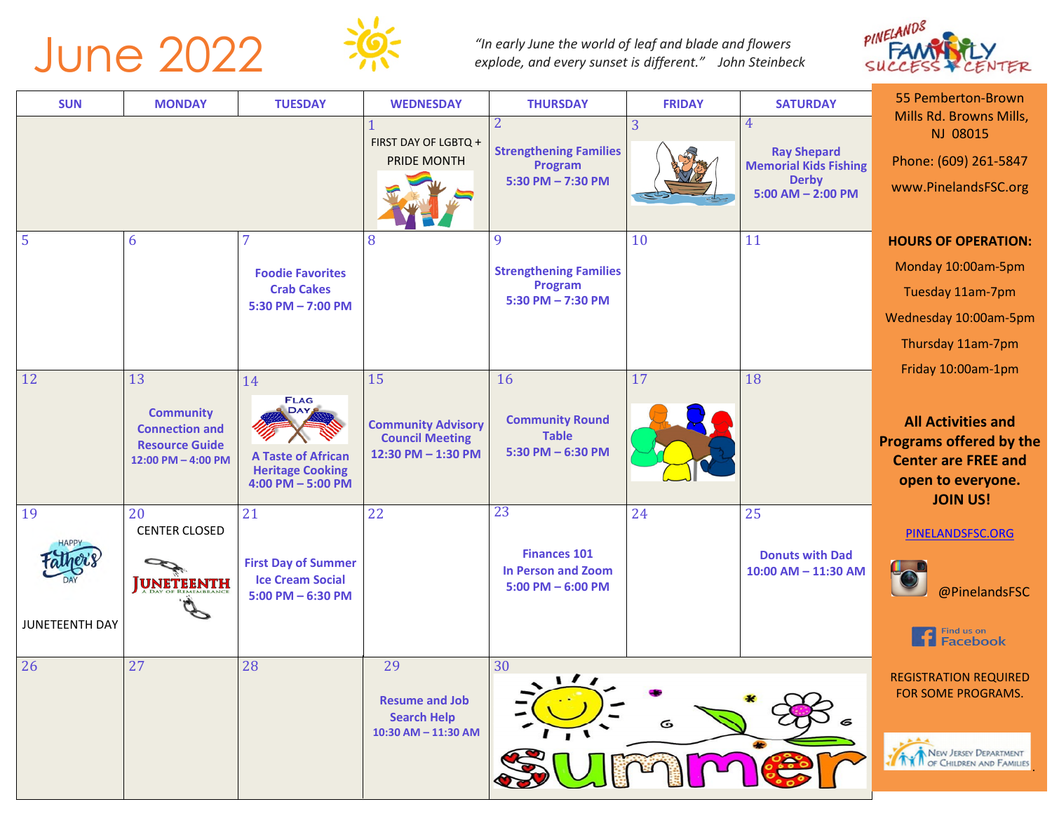# June 2022

*"In early June the world of leaf and blade and flowers explode, and every sunset is different."* John Steinbeck

PINELANDS FAMILY SUCCESS CENTER

| SUN | MONDAY | TUESDAY | WEDNESDAY | THURSDAY | FRIDAY | SATURDAY |
|---|---|---|---|---|---|---|
| | | | 1 FIRST DAY OF LGBTQ + PRIDE MONTH | 2 **Strengthening Families Program** **5:30 PM – 7:30 PM** | 3 | 4 **Ray Shepard Memorial Kids Fishing Derby** **5:00 AM – 2:00 PM** |
| 5 | 6 | 7 **Foodie Favorites Crab Cakes** **5:30 PM – 7:00 PM** | 8 | 9 **Strengthening Families Program** **5:30 PM – 7:30 PM** | 10 | 11 |
| 12 | 13 **Community Connection and Resource Guide** **12:00 PM – 4:00 PM** | 14 FLAG DAY **A Taste of African Heritage Cooking** **4:00 PM – 5:00 PM** | 15 **Community Advisory Council Meeting** **12:30 PM – 1:30 PM** | 16 **Community Round Table** **5:30 PM – 6:30 PM** | 17 | 18 |
| 19 HAPPY Father's DAY JUNETEENTH DAY | 20 CENTER CLOSED JUNETEENTH A DAY OF REMEMBRANCE | 21 **First Day of Summer Ice Cream Social** **5:00 PM – 6:30 PM** | 22 | 23 **Finances 101 In Person and Zoom** **5:00 PM – 6:00 PM** | 24 | 25 **Donuts with Dad** **10:00 AM – 11:30 AM** |
| 26 | 27 | 28 | 29 **Resume and Job Search Help** **10:30 AM – 11:30 AM** | 30 summer | | |

55 Pemberton-Brown Mills Rd. Browns Mills, NJ 08015

Phone: (609) 261-5847

www.PinelandsFSC.org

**HOURS OF OPERATION:**

Monday 10:00am-5pm

Tuesday 11am-7pm

Wednesday 10:00am-5pm

Thursday 11am-7pm

Friday 10:00am-1pm

**All Activities and Programs offered by the Center are FREE and open to everyone. JOIN US!**

PINELANDSFSC.ORG

@PinelandsFSC

Find us on Facebook

REGISTRATION REQUIRED FOR SOME PROGRAMS.

New Jersey Department of Children and Families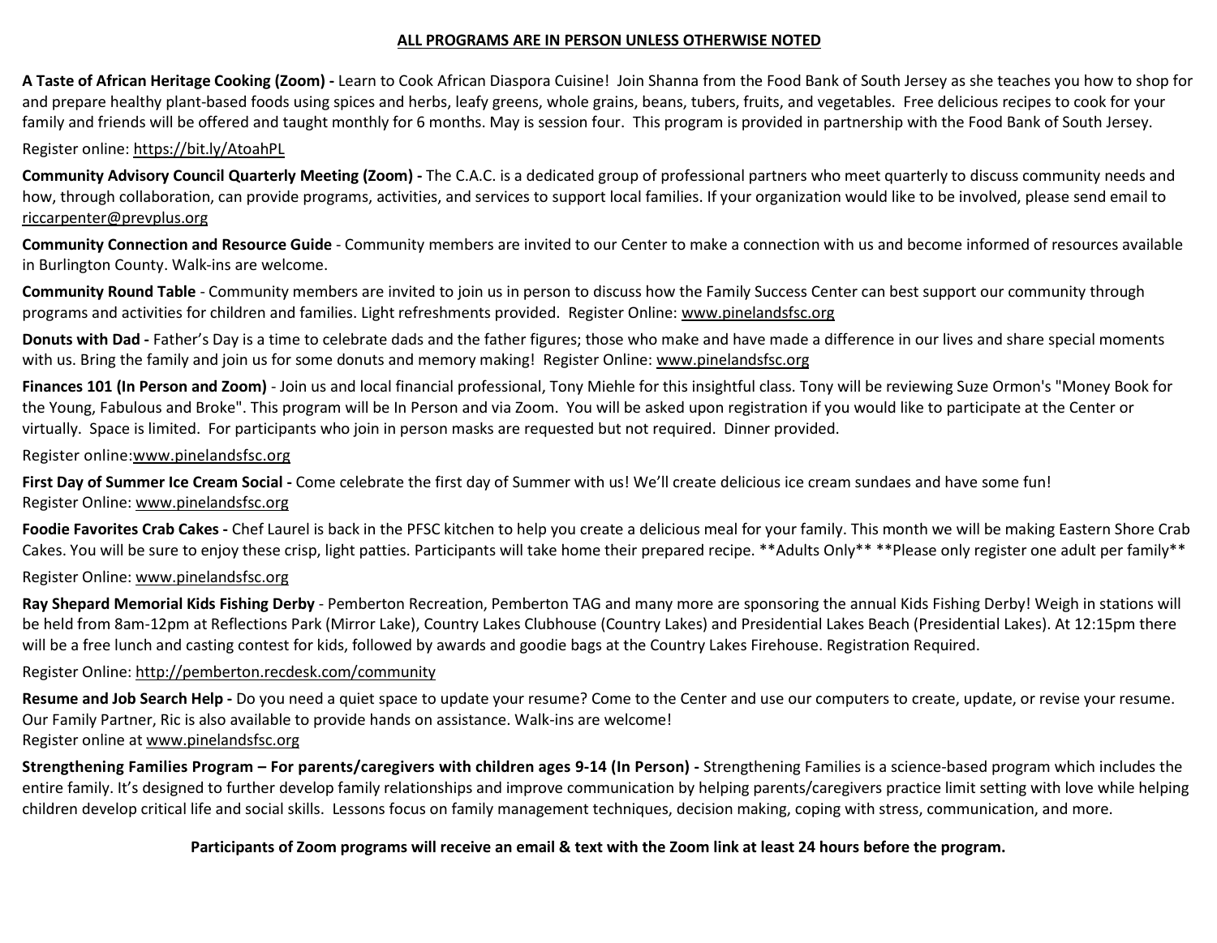**ALL PROGRAMS ARE IN PERSON UNLESS OTHERWISE NOTED**

**A Taste of African Heritage Cooking (Zoom) -** Learn to Cook African Diaspora Cuisine! Join Shanna from the Food Bank of South Jersey as she teaches you how to shop for and prepare healthy plant-based foods using spices and herbs, leafy greens, whole grains, beans, tubers, fruits, and vegetables. Free delicious recipes to cook for your family and friends will be offered and taught monthly for 6 months. May is session four. This program is provided in partnership with the Food Bank of South Jersey.

Register online: https://bit.ly/AtoahPL

**Community Advisory Council Quarterly Meeting (Zoom) -** The C.A.C. is a dedicated group of professional partners who meet quarterly to discuss community needs and how, through collaboration, can provide programs, activities, and services to support local families. If your organization would like to be involved, please send email to riccarpenter@prevplus.org

**Community Connection and Resource Guide** - Community members are invited to our Center to make a connection with us and become informed of resources available in Burlington County. Walk-ins are welcome.

**Community Round Table** - Community members are invited to join us in person to discuss how the Family Success Center can best support our community through programs and activities for children and families. Light refreshments provided. Register Online: www.pinelandsfsc.org

**Donuts with Dad -** Father's Day is a time to celebrate dads and the father figures; those who make and have made a difference in our lives and share special moments with us. Bring the family and join us for some donuts and memory making! Register Online: www.pinelandsfsc.org

**Finances 101 (In Person and Zoom)** - Join us and local financial professional, Tony Miehle for this insightful class. Tony will be reviewing Suze Ormon's "Money Book for the Young, Fabulous and Broke". This program will be In Person and via Zoom. You will be asked upon registration if you would like to participate at the Center or virtually. Space is limited. For participants who join in person masks are requested but not required. Dinner provided.

Register online:www.pinelandsfsc.org

**First Day of Summer Ice Cream Social -** Come celebrate the first day of Summer with us! We'll create delicious ice cream sundaes and have some fun!
Register Online: www.pinelandsfsc.org

**Foodie Favorites Crab Cakes -** Chef Laurel is back in the PFSC kitchen to help you create a delicious meal for your family. This month we will be making Eastern Shore Crab Cakes. You will be sure to enjoy these crisp, light patties. Participants will take home their prepared recipe. \*\*Adults Only\*\* \*\*Please only register one adult per family\*\*

Register Online: www.pinelandsfsc.org

**Ray Shepard Memorial Kids Fishing Derby** - Pemberton Recreation, Pemberton TAG and many more are sponsoring the annual Kids Fishing Derby! Weigh in stations will be held from 8am-12pm at Reflections Park (Mirror Lake), Country Lakes Clubhouse (Country Lakes) and Presidential Lakes Beach (Presidential Lakes). At 12:15pm there will be a free lunch and casting contest for kids, followed by awards and goodie bags at the Country Lakes Firehouse. Registration Required.

Register Online: http://pemberton.recdesk.com/community

**Resume and Job Search Help -** Do you need a quiet space to update your resume? Come to the Center and use our computers to create, update, or revise your resume. Our Family Partner, Ric is also available to provide hands on assistance. Walk-ins are welcome!
Register online at www.pinelandsfsc.org

**Strengthening Families Program – For parents/caregivers with children ages 9-14 (In Person) -** Strengthening Families is a science-based program which includes the entire family. It's designed to further develop family relationships and improve communication by helping parents/caregivers practice limit setting with love while helping children develop critical life and social skills. Lessons focus on family management techniques, decision making, coping with stress, communication, and more.

**Participants of Zoom programs will receive an email & text with the Zoom link at least 24 hours before the program.**